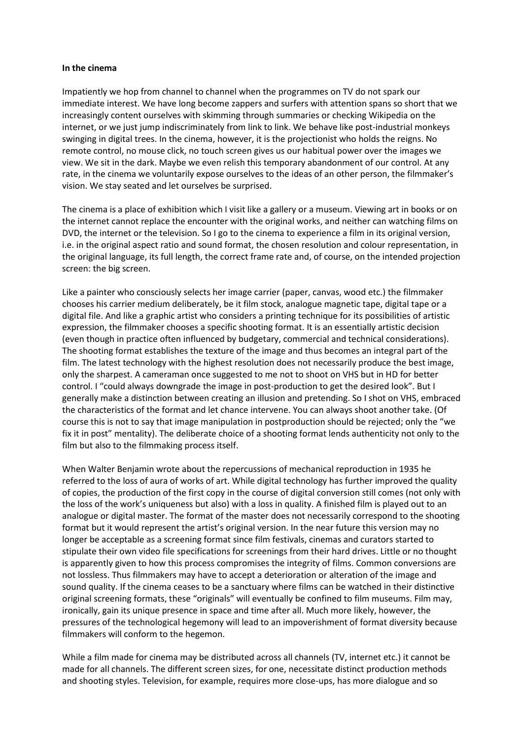**In the cinema**

Impatiently we hop from channel to channel when the programmes on TV do not spark our immediate interest. We have long become zappers and surfers with attention spans so short that we increasingly content ourselves with skimming through summaries or checking Wikipedia on the internet, or we just jump indiscriminately from link to link. We behave like post-industrial monkeys swinging in digital trees. In the cinema, however, it is the projectionist who holds the reigns. No remote control, no mouse click, no touch screen gives us our habitual power over the images we view. We sit in the dark. Maybe we even relish this temporary abandonment of our control. At any rate, in the cinema we voluntarily expose ourselves to the ideas of an other person, the filmmaker's vision. We stay seated and let ourselves be surprised.

The cinema is a place of exhibition which I visit like a gallery or a museum. Viewing art in books or on the internet cannot replace the encounter with the original works, and neither can watching films on DVD, the internet or the television. So I go to the cinema to experience a film in its original version, i.e. in the original aspect ratio and sound format, the chosen resolution and colour representation, in the original language, its full length, the correct frame rate and, of course, on the intended projection screen: the big screen.

Like a painter who consciously selects her image carrier (paper, canvas, wood etc.) the filmmaker chooses his carrier medium deliberately, be it film stock, analogue magnetic tape, digital tape or a digital file. And like a graphic artist who considers a printing technique for its possibilities of artistic expression, the filmmaker chooses a specific shooting format. It is an essentially artistic decision (even though in practice often influenced by budgetary, commercial and technical considerations). The shooting format establishes the texture of the image and thus becomes an integral part of the film. The latest technology with the highest resolution does not necessarily produce the best image, only the sharpest. A cameraman once suggested to me not to shoot on VHS but in HD for better control. I "could always downgrade the image in post-production to get the desired look". But I generally make a distinction between creating an illusion and pretending. So I shot on VHS, embraced the characteristics of the format and let chance intervene. You can always shoot another take. (Of course this is not to say that image manipulation in postproduction should be rejected; only the "we fix it in post" mentality). The deliberate choice of a shooting format lends authenticity not only to the film but also to the filmmaking process itself.

When Walter Benjamin wrote about the repercussions of mechanical reproduction in 1935 he referred to the loss of aura of works of art. While digital technology has further improved the quality of copies, the production of the first copy in the course of digital conversion still comes (not only with the loss of the work's uniqueness but also) with a loss in quality. A finished film is played out to an analogue or digital master. The format of the master does not necessarily correspond to the shooting format but it would represent the artist's original version. In the near future this version may no longer be acceptable as a screening format since film festivals, cinemas and curators started to stipulate their own video file specifications for screenings from their hard drives. Little or no thought is apparently given to how this process compromises the integrity of films. Common conversions are not lossless. Thus filmmakers may have to accept a deterioration or alteration of the image and sound quality. If the cinema ceases to be a sanctuary where films can be watched in their distinctive original screening formats, these "originals" will eventually be confined to film museums. Film may, ironically, gain its unique presence in space and time after all. Much more likely, however, the pressures of the technological hegemony will lead to an impoverishment of format diversity because filmmakers will conform to the hegemon.

While a film made for cinema may be distributed across all channels (TV, internet etc.) it cannot be made for all channels. The different screen sizes, for one, necessitate distinct production methods and shooting styles. Television, for example, requires more close-ups, has more dialogue and so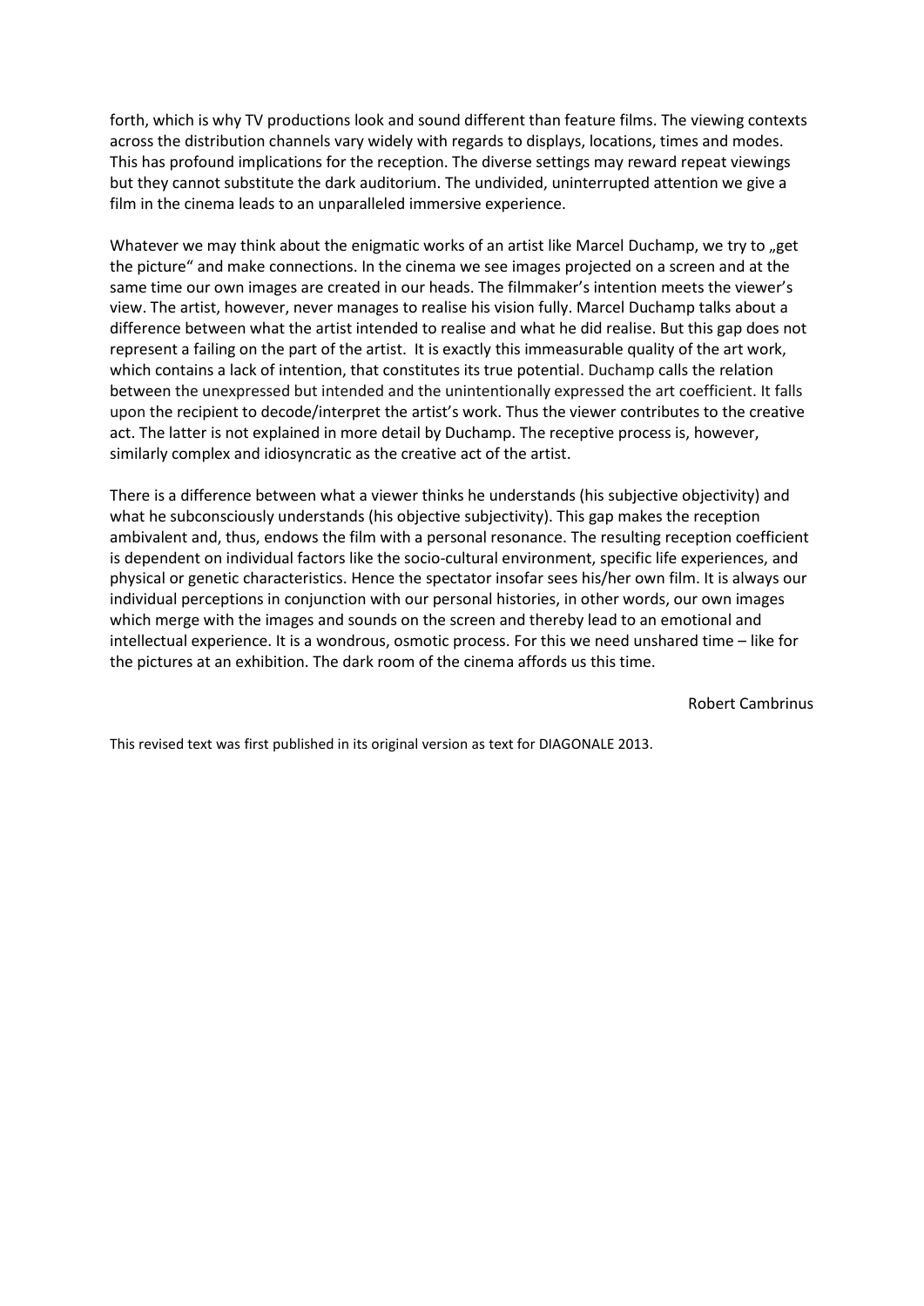forth, which is why TV productions look and sound different than feature films. The viewing contexts across the distribution channels vary widely with regards to displays, locations, times and modes. This has profound implications for the reception. The diverse settings may reward repeat viewings but they cannot substitute the dark auditorium. The undivided, uninterrupted attention we give a film in the cinema leads to an unparalleled immersive experience.

Whatever we may think about the enigmatic works of an artist like Marcel Duchamp, we try to „get the picture" and make connections. In the cinema we see images projected on a screen and at the same time our own images are created in our heads. The filmmaker's intention meets the viewer's view. The artist, however, never manages to realise his vision fully. Marcel Duchamp talks about a difference between what the artist intended to realise and what he did realise. But this gap does not represent a failing on the part of the artist. It is exactly this immeasurable quality of the art work, which contains a lack of intention, that constitutes its true poteantial. Duchamp calls the relation between the unexpressed but intended and the unintentionally expressed the art coefficient. It falls upon the recipient to decode/interpret the artist's work. Thus the viewer contributes to the creative act. The latter is not explained in more detail by Duchamp. The receptive process is, however, similarly complex and idiosyncratic as the creative act of the artist.

There is a difference between what a viewer thinks he understands (his subjective objectivity) and what he subconsciously understands (his objective subjectivity). This gap makes the reception ambivalent and, thus, endows the film with a personal resonance. The resulting reception coefficient is dependent on individual factors like the socio-cultural environment, specific life experiences, and physical or genetic characteristics. Hence the spectator insofar sees his/her own film. It is always our individual perceptions in conjunction with our personal histories, in other words, our own images which merge with the images and sounds on the screen and thereby lead to an emotional and intellectual experience. It is a wondrous, osmotic process. For this we need unshared time – like for the pictures at an exhibition. The dark room of the cinema affords us this time.

Robert Cambrinus

This revised text was first published in its original version as text for DIAGONALE 2013.